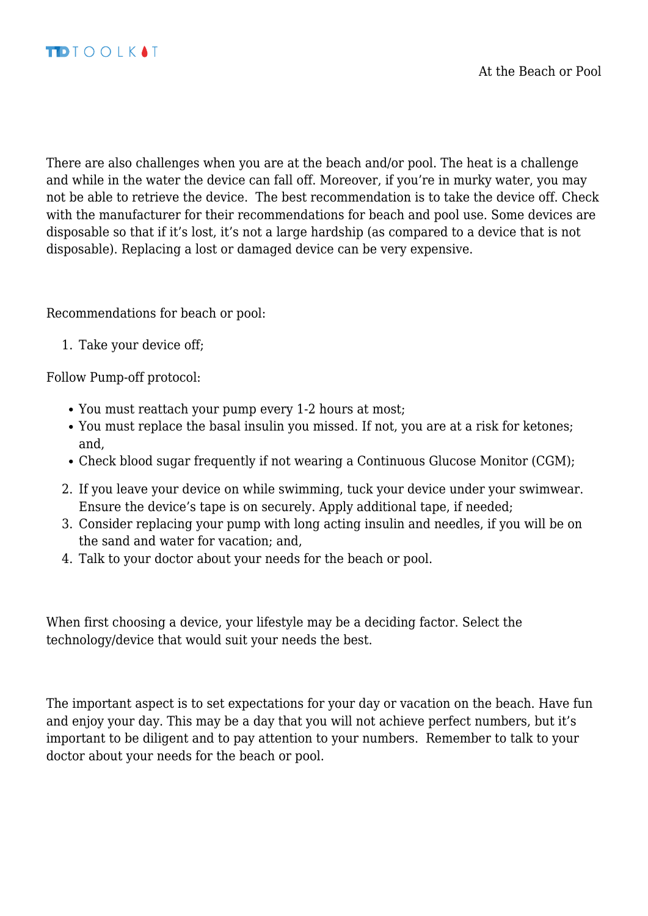# At the Beach or Pool

There are also challenges when you are at the beach and/or pool. The heat is a challenge and while in the water the device can fall off. Moreover, if you're in murky water, you may not be able to retrieve the device. The best recommendation is to take the device off. Check with the manufacturer for their recommendations for beach and pool use. Some devices are disposable so that if it's lost, it's not a large hardship (as compared to a device that is not disposable). Replacing a lost or damaged device can be very expensive.

Recommendations for beach or pool:

1. Take your device off;

Follow Pump-off protocol:

- You must reattach your pump every 1-2 hours at most;
- You must replace the basal insulin you missed. If not, you are at a risk for ketones; and,
- Check blood sugar frequently if not wearing a Continuous Glucose Monitor (CGM);

2. If you leave your device on while swimming, tuck your device under your swimwear. Ensure the device's tape is on securely. Apply additional tape, if needed;
3. Consider replacing your pump with long acting insulin and needles, if you will be on the sand and water for vacation; and,
4. Talk to your doctor about your needs for the beach or pool.

When first choosing a device, your lifestyle may be a deciding factor. Select the technology/device that would suit your needs the best.

The important aspect is to set expectations for your day or vacation on the beach. Have fun and enjoy your day. This may be a day that you will not achieve perfect numbers, but it's important to be diligent and to pay attention to your numbers. Remember to talk to your doctor about your needs for the beach or pool.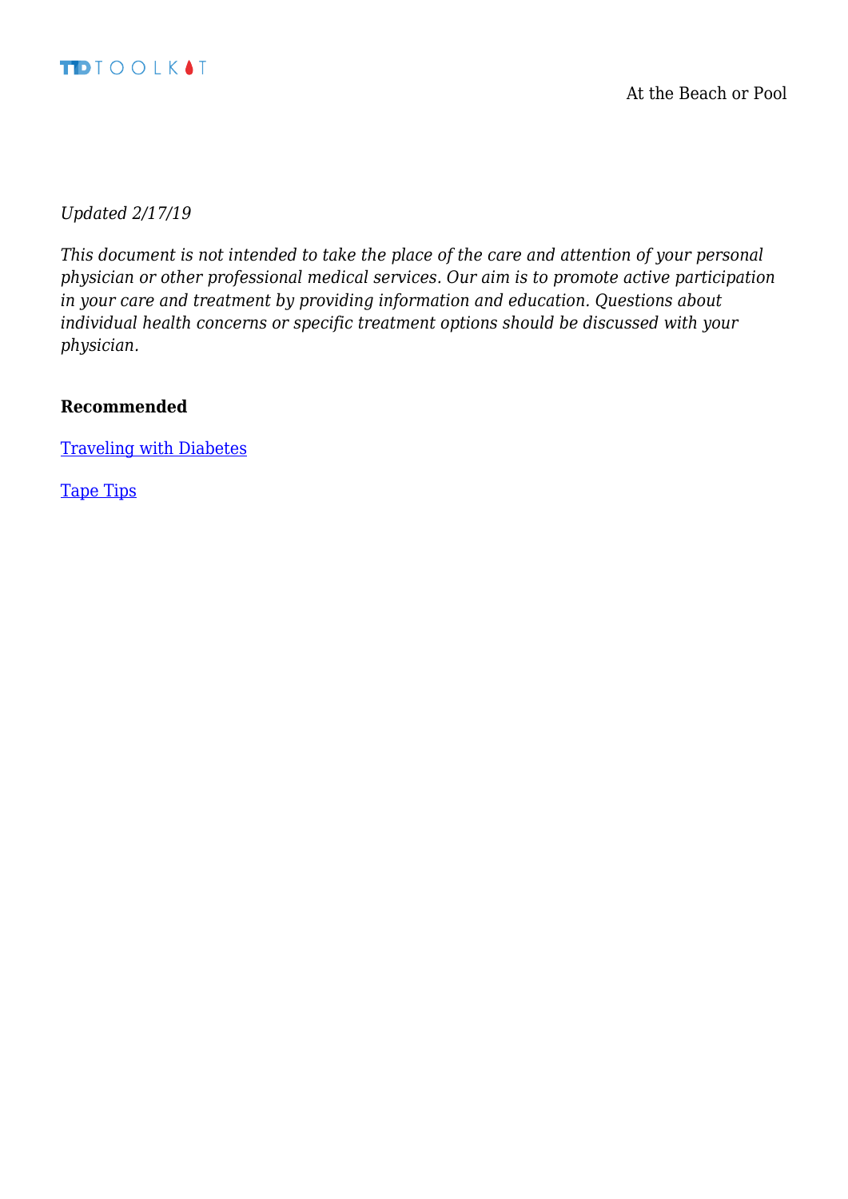*Updated 2/17/19*

*This document is not intended to take the place of the care and attention of your personal physician or other professional medical services. Our aim is to promote active participation in your care and treatment by providing information and education. Questions about individual health concerns or specific treatment options should be discussed with your physician.*

**Recommended**

[Traveling with Diabetes]

[Tape Tips]